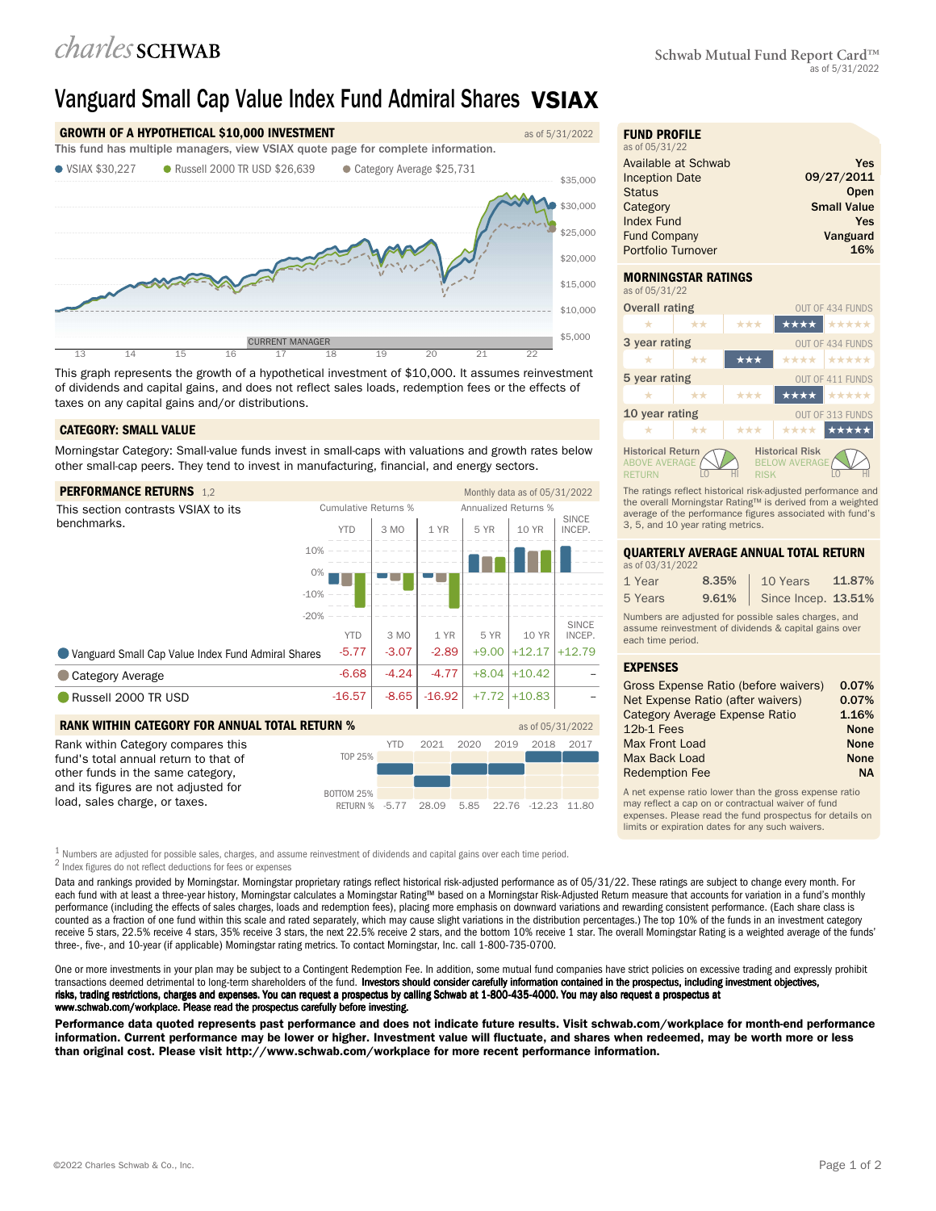charles SCHWAB

Schwab Mutual Fund Report Card™
as of 5/31/2022

# Vanguard Small Cap Value Index Fund Admiral Shares VSIAX

## GROWTH OF A HYPOTHETICAL $10,000 INVESTMENT

as of 5/31/2022

This fund has multiple managers, view VSIAX quote page for complete information.

- VSIAX $30,227
- Russell 2000 TR USD $26,639
- Category Average $25,731

This graph represents the growth of a hypothetical investment of $10,000. It assumes reinvestment of dividends and capital gains, and does not reflect sales loads, redemption fees or the effects of taxes on any capital gains and/or distributions.

## CATEGORY: SMALL VALUE

Morningstar Category: Small-value funds invest in small-caps with valuations and growth rates below other small-cap peers. They tend to invest in manufacturing, financial, and energy sectors.

## PERFORMANCE RETURNS [1,2]

Monthly data as of 05/31/2022

This section contrasts VSIAX to its benchmarks.

| | Cumulative Returns % | | Annualized Returns % | | | |
|---|---|---|---|---|---|---|
| | YTD | 3 MO | 1 YR | 5 YR | 10 YR | SINCE INCEP. |
| Vanguard Small Cap Value Index Fund Admiral Shares | -5.77 | -3.07 | -2.89 | +9.00 | +12.17 | +12.79 |
| Category Average | -6.68 | -4.24 | -4.77 | +8.04 | +10.42 | – |
| Russell 2000 TR USD | -16.57 | -8.65 | -16.92 | +7.72 | +10.83 | – |

## RANK WITHIN CATEGORY FOR ANNUAL TOTAL RETURN %

as of 05/31/2022

Rank within Category compares this fund's total annual return to that of other funds in the same category, and its figures are not adjusted for load, sales charge, or taxes.

| | YTD | 2021 | 2020 | 2019 | 2018 | 2017 |
|---|---|---|---|---|---|---|
| RETURN % | -5.77 | 28.09 | 5.85 | 22.76 | -12.23 | 11.80 |

## FUND PROFILE

as of 05/31/22

| | |
|---|---|
| Available at Schwab | Yes |
| Inception Date | 09/27/2011 |
| Status | Open |
| Category | Small Value |
| Index Fund | Yes |
| Fund Company | Vanguard |
| Portfolio Turnover | 16% |

## MORNINGSTAR RATINGS

as of 05/31/22

| Rating | Stars | Out of |
|---|---|---|
| Overall rating | ★★★★ | OUT OF 434 FUNDS |
| 3 year rating | ★★★ | OUT OF 434 FUNDS |
| 5 year rating | ★★★★ | OUT OF 411 FUNDS |
| 10 year rating | ★★★★★ | OUT OF 313 FUNDS |

Historical Return: ABOVE AVERAGE RETURN

Historical Risk: BELOW AVERAGE RISK

The ratings reflect historical risk-adjusted performance and the overall Morningstar Rating™ is derived from a weighted average of the performance figures associated with fund's 3, 5, and 10 year rating metrics.

## QUARTERLY AVERAGE ANNUAL TOTAL RETURN

as of 03/31/2022

| | | | |
|---|---|---|---|
| 1 Year | 8.35% | 10 Years | 11.87% |
| 5 Years | 9.61% | Since Incep. | 13.51% |

Numbers are adjusted for possible sales charges, and assume reinvestment of dividends & capital gains over each time period.

## EXPENSES

| | |
|---|---|
| Gross Expense Ratio (before waivers) | 0.07% |
| Net Expense Ratio (after waivers) | 0.07% |
| Category Average Expense Ratio | 1.16% |
| 12b-1 Fees | None |
| Max Front Load | None |
| Max Back Load | None |
| Redemption Fee | NA |

A net expense ratio lower than the gross expense ratio may reflect a cap on or contractual waiver of fund expenses. Please read the fund prospectus for details on limits or expiration dates for any such waivers.

[1] Numbers are adjusted for possible sales, charges, and assume reinvestment of dividends and capital gains over each time period.
[2] Index figures do not reflect deductions for fees or expenses

Data and rankings provided by Morningstar. Morningstar proprietary ratings reflect historical risk-adjusted performance as of 05/31/22. These ratings are subject to change every month. For each fund with at least a three-year history, Morningstar calculates a Morningstar Rating™ based on a Morningstar Risk-Adjusted Return measure that accounts for variation in a fund's monthly performance (including the effects of sales charges, loads and redemption fees), placing more emphasis on downward variations and rewarding consistent performance. (Each share class is counted as a fraction of one fund within this scale and rated separately, which may cause slight variations in the distribution percentages.) The top 10% of the funds in an investment category receive 5 stars, 22.5% receive 4 stars, 35% receive 3 stars, the next 22.5% receive 2 stars, and the bottom 10% receive 1 star. The overall Morningstar Rating is a weighted average of the funds' three-, five-, and 10-year (if applicable) Morningstar rating metrics. To contact Morningstar, Inc. call 1-800-735-0700.

One or more investments in your plan may be subject to a Contingent Redemption Fee. In addition, some mutual fund companies have strict policies on excessive trading and expressly prohibit transactions deemed detrimental to long-term shareholders of the fund. **Investors should consider carefully information contained in the prospectus, including investment objectives, risks, trading restrictions, charges and expenses. You can request a prospectus by calling Schwab at 1-800-435-4000. You may also request a prospectus at www.schwab.com/workplace. Please read the prospectus carefully before investing.**

**Performance data quoted represents past performance and does not indicate future results. Visit schwab.com/workplace for month-end performance information. Current performance may be lower or higher. Investment value will fluctuate, and shares when redeemed, may be worth more or less than original cost. Please visit http://www.schwab.com/workplace for more recent performance information.**

©2022 Charles Schwab & Co., Inc.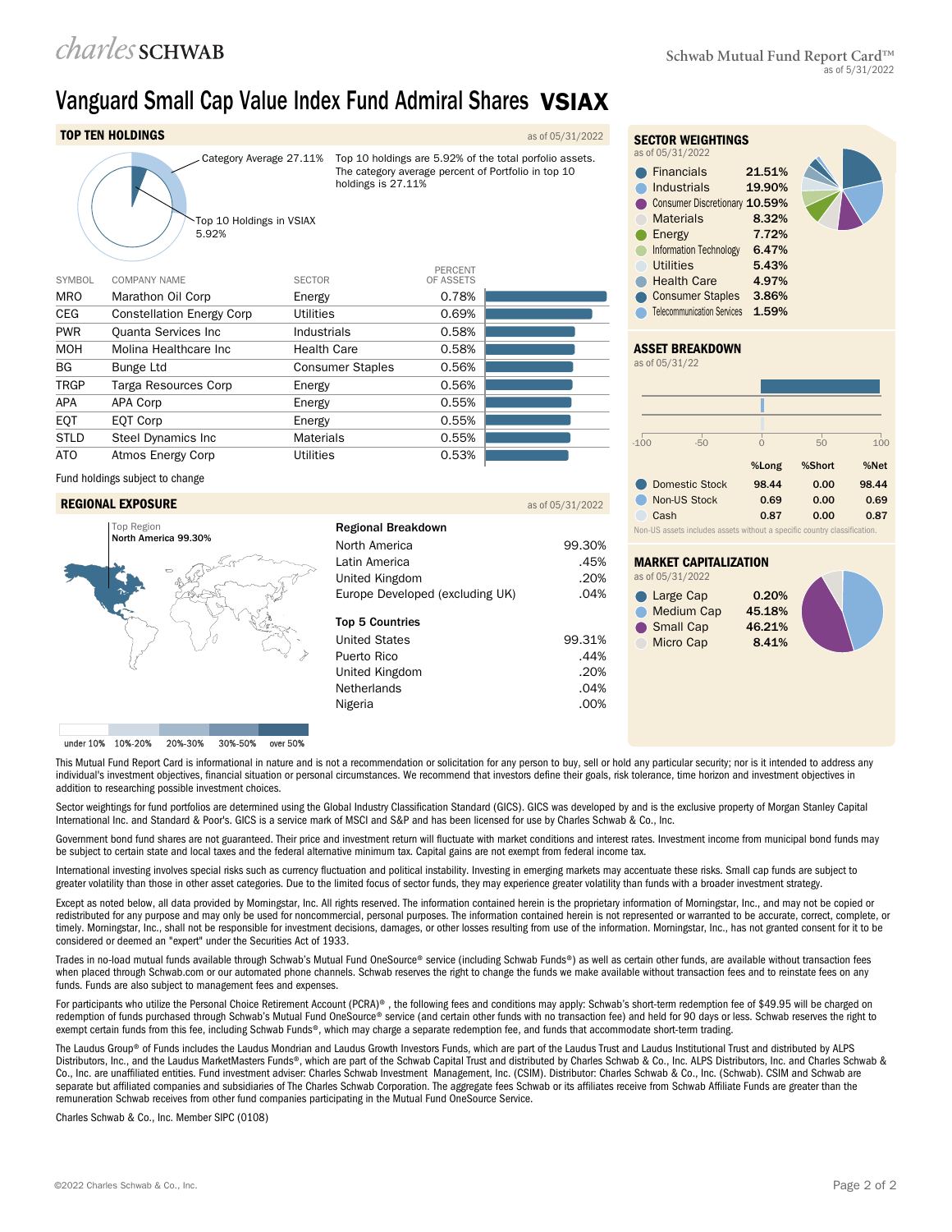# Vanguard Small Cap Value Index Fund Admiral Shares **VSIAX**

Schwab Mutual Fund Report Card™
as of 5/31/2022

## TOP TEN HOLDINGS

as of 05/31/2022

Category Average 27.11%

Top 10 Holdings in VSIAX 5.92%

Top 10 holdings are 5.92% of the total porfolio assets. The category average percent of Portfolio in top 10 holdings is 27.11%

| SYMBOL | COMPANY NAME | SECTOR | PERCENT OF ASSETS |
|---|---|---|---|
| MRO | Marathon Oil Corp | Energy | 0.78% |
| CEG | Constellation Energy Corp | Utilities | 0.69% |
| PWR | Quanta Services Inc | Industrials | 0.58% |
| MOH | Molina Healthcare Inc | Health Care | 0.58% |
| BG | Bunge Ltd | Consumer Staples | 0.56% |
| TRGP | Targa Resources Corp | Energy | 0.56% |
| APA | APA Corp | Energy | 0.55% |
| EQT | EQT Corp | Energy | 0.55% |
| STLD | Steel Dynamics Inc | Materials | 0.55% |
| ATO | Atmos Energy Corp | Utilities | 0.53% |

Fund holdings subject to change

## REGIONAL EXPOSURE

as of 05/31/2022

Top Region
North America 99.30%

under 10%
10%-20%
20%-30%
30%-50%
over 50%

| Regional Breakdown | |
|---|---|
| North America | 99.30% |
| Latin America | .45% |
| United Kingdom | .20% |
| Europe Developed (excluding UK) | .04% |

| Top 5 Countries | |
|---|---|
| United States | 99.31% |
| Puerto Rico | .44% |
| United Kingdom | .20% |
| Netherlands | .04% |
| Nigeria | .00% |

## SECTOR WEIGHTINGS

as of 05/31/2022

| Sector | |
|---|---|
| Financials | 21.51% |
| Industrials | 19.90% |
| Consumer Discretionary | 10.59% |
| Materials | 8.32% |
| Energy | 7.72% |
| Information Technology | 6.47% |
| Utilities | 5.43% |
| Health Care | 4.97% |
| Consumer Staples | 3.86% |
| Telecommunication Services | 1.59% |

## ASSET BREAKDOWN

as of 05/31/22

-100
-50
0
50
100

| | %Long | %Short | %Net |
|---|---|---|---|
| Domestic Stock | 98.44 | 0.00 | 98.44 |
| Non-US Stock | 0.69 | 0.00 | 0.69 |
| Cash | 0.87 | 0.00 | 0.87 |

Non-US assets includes assets without a specific country classification.

## MARKET CAPITALIZATION

as of 05/31/2022

| | |
|---|---|
| Large Cap | 0.20% |
| Medium Cap | 45.18% |
| Small Cap | 46.21% |
| Micro Cap | 8.41% |

This Mutual Fund Report Card is informational in nature and is not a recommendation or solicitation for any person to buy, sell or hold any particular security; nor is it intended to address any individual's investment objectives, financial situation or personal circumstances. We recommend that investors define their goals, risk tolerance, time horizon and investment objectives in addition to researching possible investment choices.

Sector weightings for fund portfolios are determined using the Global Industry Classification Standard (GICS). GICS was developed by and is the exclusive property of Morgan Stanley Capital International Inc. and Standard & Poor's. GICS is a service mark of MSCI and S&P and has been licensed for use by Charles Schwab & Co., Inc.

Government bond fund shares are not guaranteed. Their price and investment return will fluctuate with market conditions and interest rates. Investment income from municipal bond funds may be subject to certain state and local taxes and the federal alternative minimum tax. Capital gains are not exempt from federal income tax.

International investing involves special risks such as currency fluctuation and political instability. Investing in emerging markets may accentuate these risks. Small cap funds are subject to greater volatility than those in other asset categories. Due to the limited focus of sector funds, they may experience greater volatility than funds with a broader investment strategy.

Except as noted below, all data provided by Morningstar, Inc. All rights reserved. The information contained herein is the proprietary information of Morningstar, Inc., and may not be copied or redistributed for any purpose and may only be used for noncommercial, personal purposes. The information contained herein is not represented or warranted to be accurate, correct, complete, or timely. Morningstar, Inc., shall not be responsible for investment decisions, damages, or other losses resulting from use of the information. Morningstar, Inc., has not granted consent for it to be considered or deemed an "expert" under the Securities Act of 1933.

Trades in no-load mutual funds available through Schwab's Mutual Fund OneSource® service (including Schwab Funds®) as well as certain other funds, are available without transaction fees when placed through Schwab.com or our automated phone channels. Schwab reserves the right to change the funds we make available without transaction fees and to reinstate fees on any funds. Funds are also subject to management fees and expenses.

For participants who utilize the Personal Choice Retirement Account (PCRA)® , the following fees and conditions may apply: Schwab's short-term redemption fee of $49.95 will be charged on redemption of funds purchased through Schwab's Mutual Fund OneSource® service (and certain other funds with no transaction fee) and held for 90 days or less. Schwab reserves the right to exempt certain funds from this fee, including Schwab Funds®, which may charge a separate redemption fee, and funds that accommodate short-term trading.

The Laudus Group® of Funds includes the Laudus Mondrian and Laudus Growth Investors Funds, which are part of the Laudus Trust and Laudus Institutional Trust and distributed by ALPS Distributors, Inc., and the Laudus MarketMasters Funds®, which are part of the Schwab Capital Trust and distributed by Charles Schwab & Co., Inc. ALPS Distributors, Inc. and Charles Schwab & Co., Inc. are unaffiliated entities. Fund investment adviser: Charles Schwab Investment Management, Inc. (CSIM). Distributor: Charles Schwab & Co., Inc. (Schwab). CSIM and Schwab are separate but affiliated companies and subsidiaries of The Charles Schwab Corporation. The aggregate fees Schwab or its affiliates receive from Schwab Affiliate Funds are greater than the remuneration Schwab receives from other fund companies participating in the Mutual Fund OneSource Service.

Charles Schwab & Co., Inc. Member SIPC (0108)

©2022 Charles Schwab & Co., Inc.